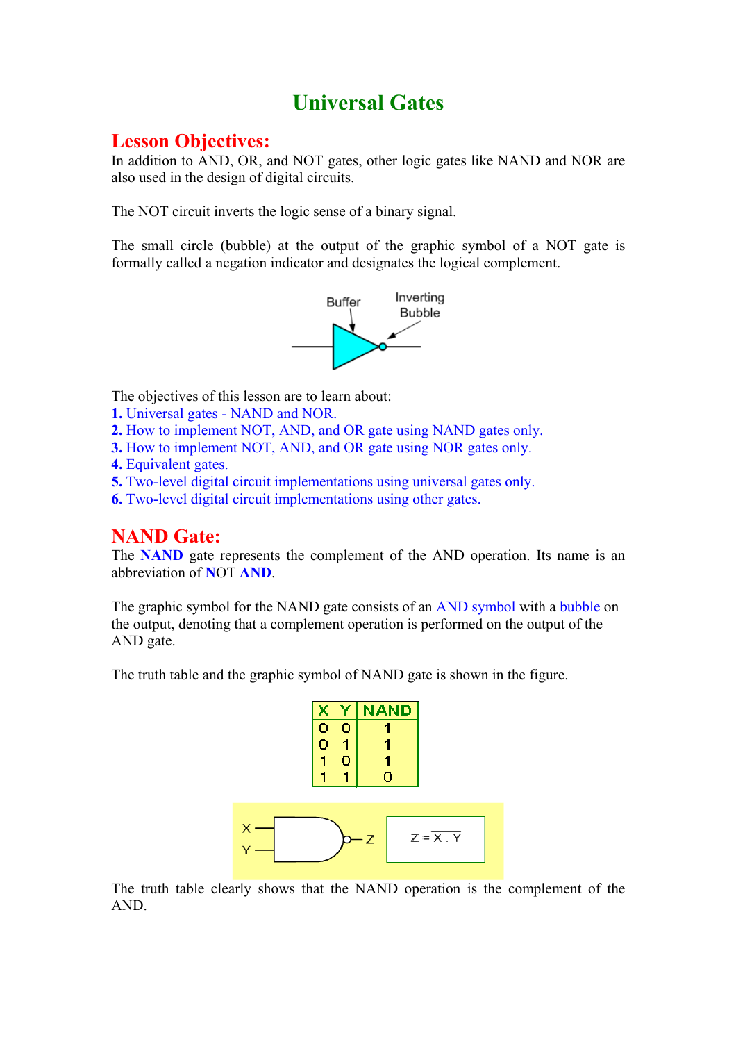# Universal Gates

## Lesson Objectives:

In addition to AND, OR, and NOT gates, other logic gates like NAND and NOR are also used in the design of digital circuits.

The NOT circuit inverts the logic sense of a binary signal.

The small circle (bubble) at the output of the graphic symbol of a NOT gate is formally called a negation indicator and designates the logical complement.

The objectives of this lesson are to learn about:

**1.** Universal gates - NAND and NOR.
**2.** How to implement NOT, AND, and OR gate using NAND gates only.
**3.** How to implement NOT, AND, and OR gate using NOR gates only.
**4.** Equivalent gates.
**5.** Two-level digital circuit implementations using universal gates only.
**6.** Two-level digital circuit implementations using other gates.

## NAND Gate:

The **NAND** gate represents the complement of the AND operation. Its name is an abbreviation of NOT **AND**.

The graphic symbol for the NAND gate consists of an AND symbol with a bubble on the output, denoting that a complement operation is performed on the output of the AND gate.

The truth table and the graphic symbol of NAND gate is shown in the figure.

| X | Y | NAND |
|---|---|---|
| 0 | 0 | 1 |
| 0 | 1 | 1 |
| 1 | 0 | 1 |
| 1 | 1 | 0 |

$Z = \overline{X \cdot Y}$

The truth table clearly shows that the NAND operation is the complement of the AND.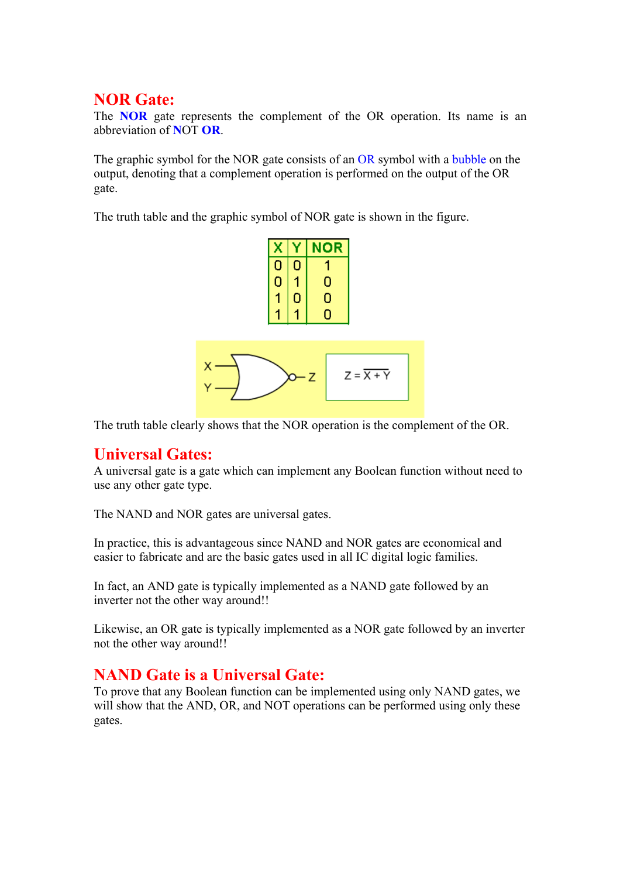## NOR Gate:

The **NOR** gate represents the complement of the OR operation. Its name is an abbreviation of **N**OT **OR**.

The graphic symbol for the NOR gate consists of an OR symbol with a bubble on the output, denoting that a complement operation is performed on the output of the OR gate.

The truth table and the graphic symbol of NOR gate is shown in the figure.

| X | Y | NOR |
|---|---|---|
| 0 | 0 | 1 |
| 0 | 1 | 0 |
| 1 | 0 | 0 |
| 1 | 1 | 0 |

$$Z = \overline{X + Y}$$

The truth table clearly shows that the NOR operation is the complement of the OR.

## Universal Gates:

A universal gate is a gate which can implement any Boolean function without need to use any other gate type.

The NAND and NOR gates are universal gates.

In practice, this is advantageous since NAND and NOR gates are economical and easier to fabricate and are the basic gates used in all IC digital logic families.

In fact, an AND gate is typically implemented as a NAND gate followed by an inverter not the other way around!!

Likewise, an OR gate is typically implemented as a NOR gate followed by an inverter not the other way around!!

## NAND Gate is a Universal Gate:

To prove that any Boolean function can be implemented using only NAND gates, we will show that the AND, OR, and NOT operations can be performed using only these gates.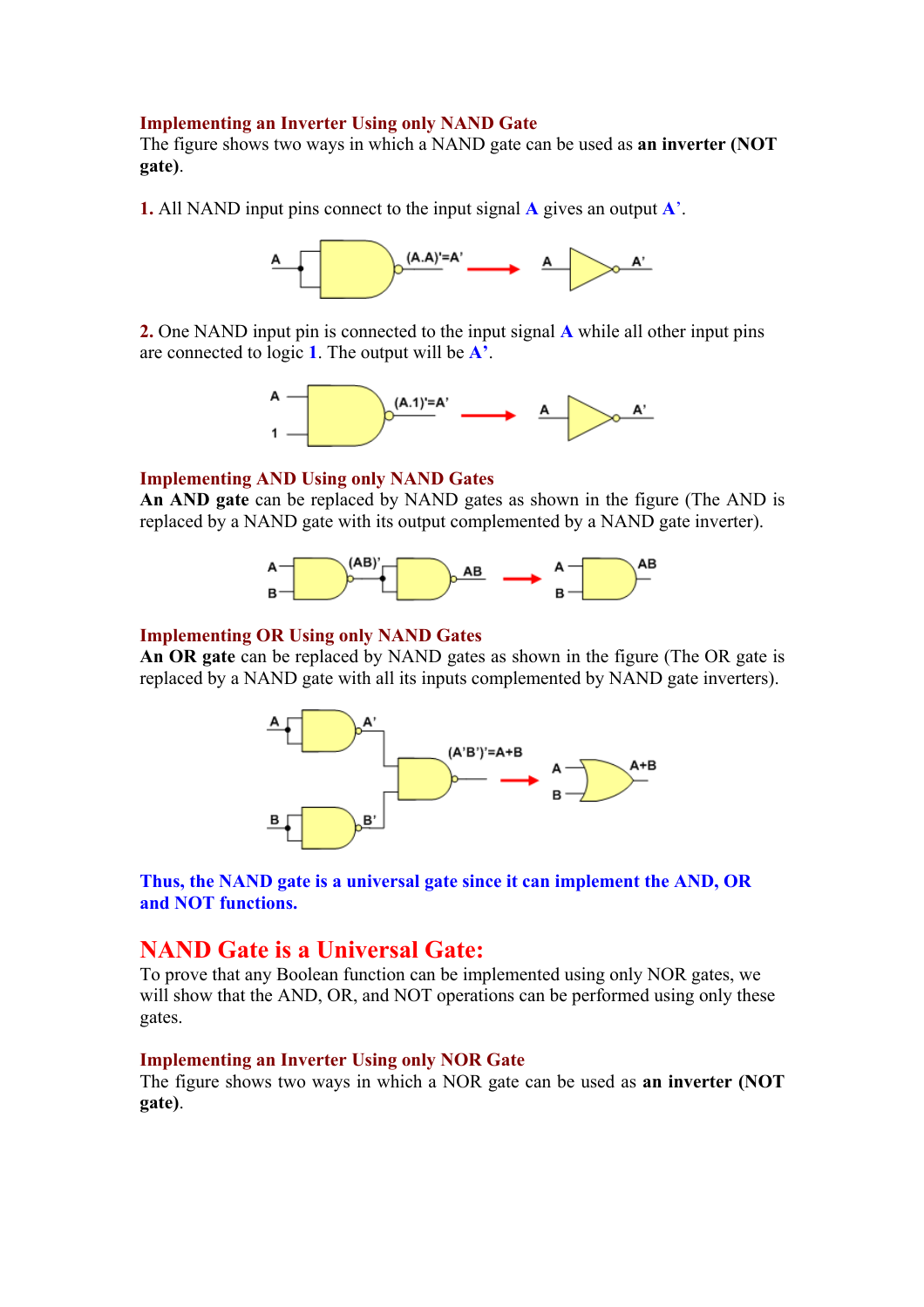### Implementing an Inverter Using only NAND Gate

The figure shows two ways in which a NAND gate can be used as **an inverter (NOT gate)**.

**1.** All NAND input pins connect to the input signal **A** gives an output **A'**.

**2.** One NAND input pin is connected to the input signal **A** while all other input pins are connected to logic **1**. The output will be **A'**.

### Implementing AND Using only NAND Gates

**An AND gate** can be replaced by NAND gates as shown in the figure (The AND is replaced by a NAND gate with its output complemented by a NAND gate inverter).

### Implementing OR Using only NAND Gates

**An OR gate** can be replaced by NAND gates as shown in the figure (The OR gate is replaced by a NAND gate with all its inputs complemented by NAND gate inverters).

**Thus, the NAND gate is a universal gate since it can implement the AND, OR and NOT functions.**

## NAND Gate is a Universal Gate:

To prove that any Boolean function can be implemented using only NOR gates, we will show that the AND, OR, and NOT operations can be performed using only these gates.

### Implementing an Inverter Using only NOR Gate

The figure shows two ways in which a NOR gate can be used as **an inverter (NOT gate)**.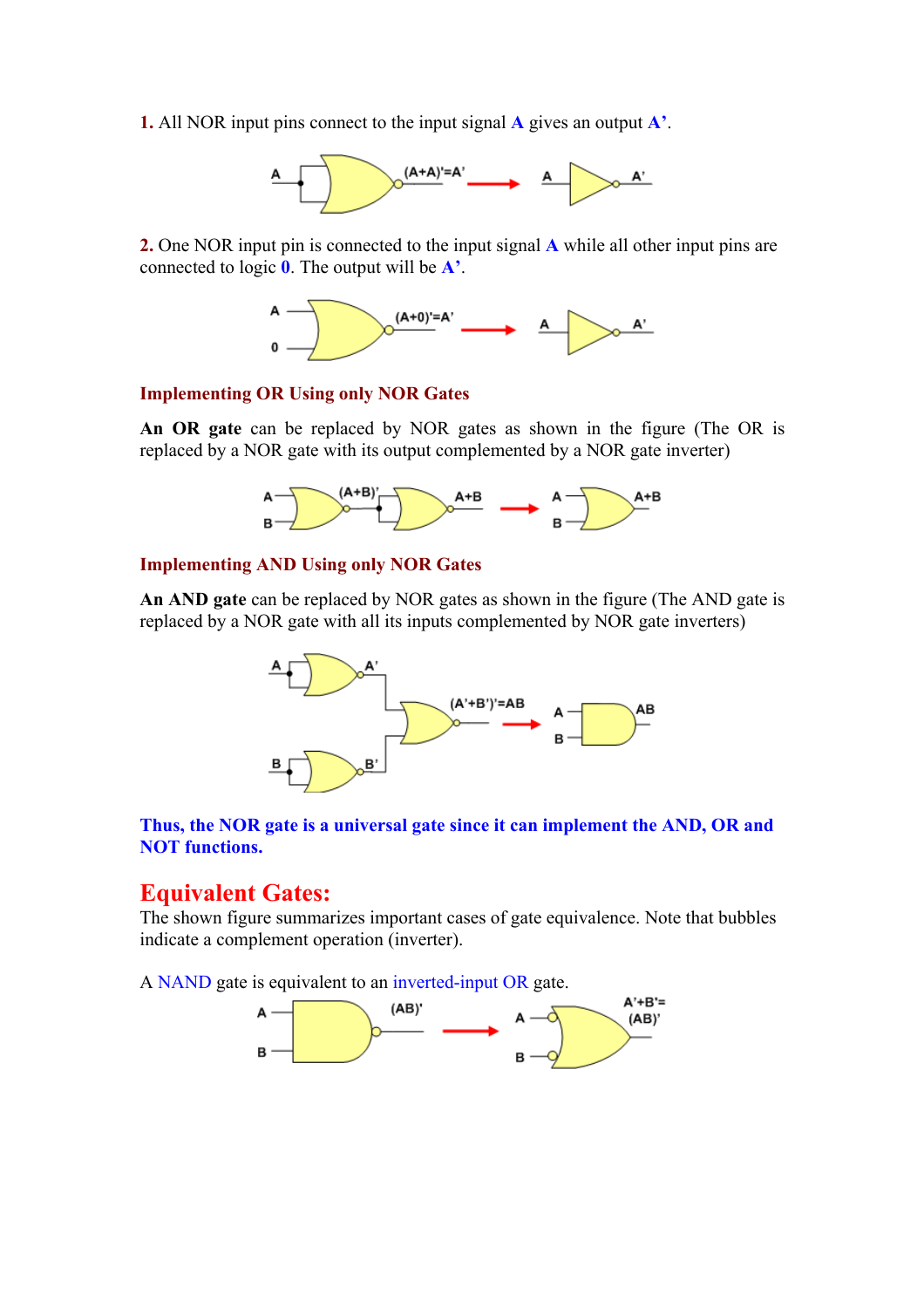**1.** All NOR input pins connect to the input signal **A** gives an output **A'**.

**2.** One NOR input pin is connected to the input signal **A** while all other input pins are connected to logic **0**. The output will be **A'**.

### Implementing OR Using only NOR Gates

**An OR gate** can be replaced by NOR gates as shown in the figure (The OR is replaced by a NOR gate with its output complemented by a NOR gate inverter)

### Implementing AND Using only NOR Gates

**An AND gate** can be replaced by NOR gates as shown in the figure (The AND gate is replaced by a NOR gate with all its inputs complemented by NOR gate inverters)

**Thus, the NOR gate is a universal gate since it can implement the AND, OR and NOT functions.**

## Equivalent Gates:

The shown figure summarizes important cases of gate equivalence. Note that bubbles indicate a complement operation (inverter).

A NAND gate is equivalent to an inverted-input OR gate.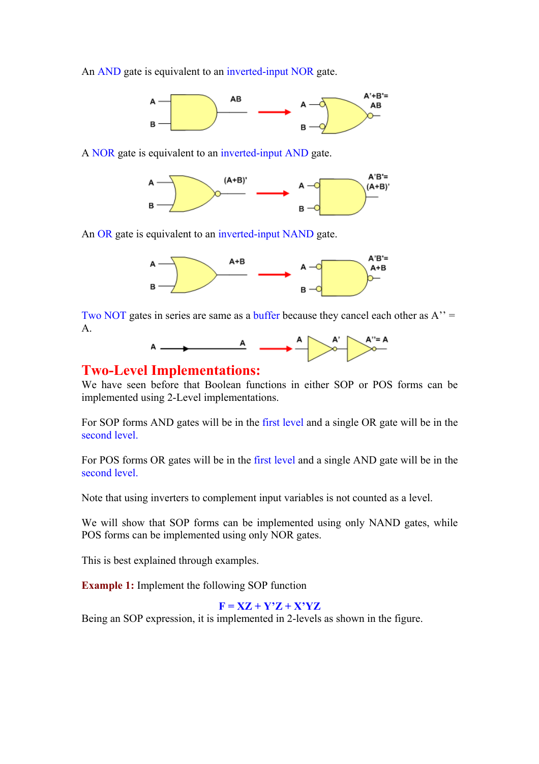An AND gate is equivalent to an inverted-input NOR gate.

A NOR gate is equivalent to an inverted-input AND gate.

An OR gate is equivalent to an inverted-input NAND gate.

Two NOT gates in series are same as a buffer because they cancel each other as A’’ = A.

## Two-Level Implementations:

We have seen before that Boolean functions in either SOP or POS forms can be implemented using 2-Level implementations.

For SOP forms AND gates will be in the first level and a single OR gate will be in the second level.

For POS forms OR gates will be in the first level and a single AND gate will be in the second level.

Note that using inverters to complement input variables is not counted as a level.

We will show that SOP forms can be implemented using only NAND gates, while POS forms can be implemented using only NOR gates.

This is best explained through examples.

**Example 1:** Implement the following SOP function

$$F = XZ + Y'Z + X'YZ$$

Being an SOP expression, it is implemented in 2-levels as shown in the figure.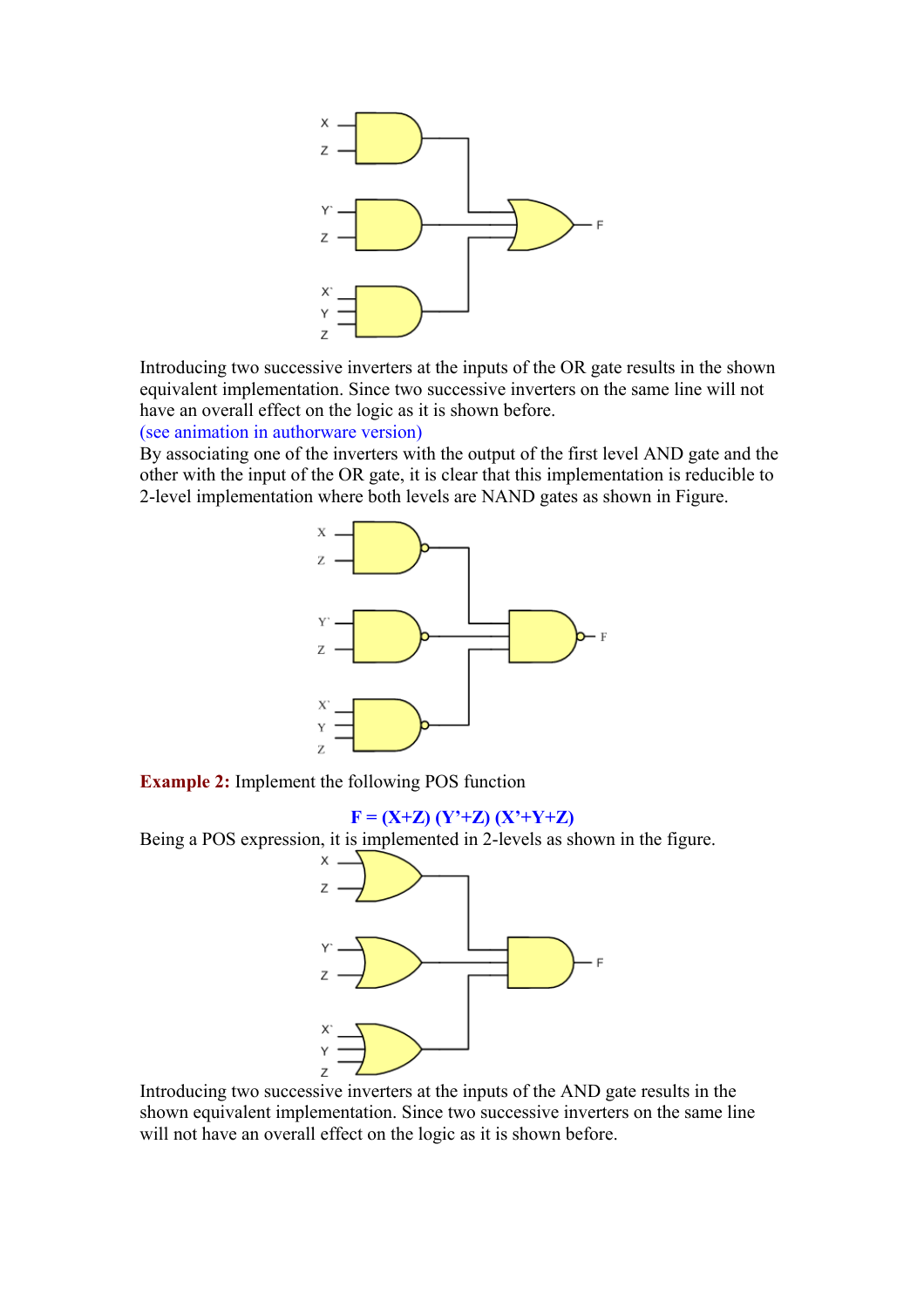Introducing two successive inverters at the inputs of the OR gate results in the shown equivalent implementation. Since two successive inverters on the same line will not have an overall effect on the logic as it is shown before.

(see animation in authorware version)

By associating one of the inverters with the output of the first level AND gate and the other with the input of the OR gate, it is clear that this implementation is reducible to 2-level implementation where both levels are NAND gates as shown in Figure.

**Example 2:** Implement the following POS function

$$F = (X+Z)(Y'+Z)(X'+Y+Z)$$

Being a POS expression, it is implemented in 2-levels as shown in the figure.

Introducing two successive inverters at the inputs of the AND gate results in the shown equivalent implementation. Since two successive inverters on the same line will not have an overall effect on the logic as it is shown before.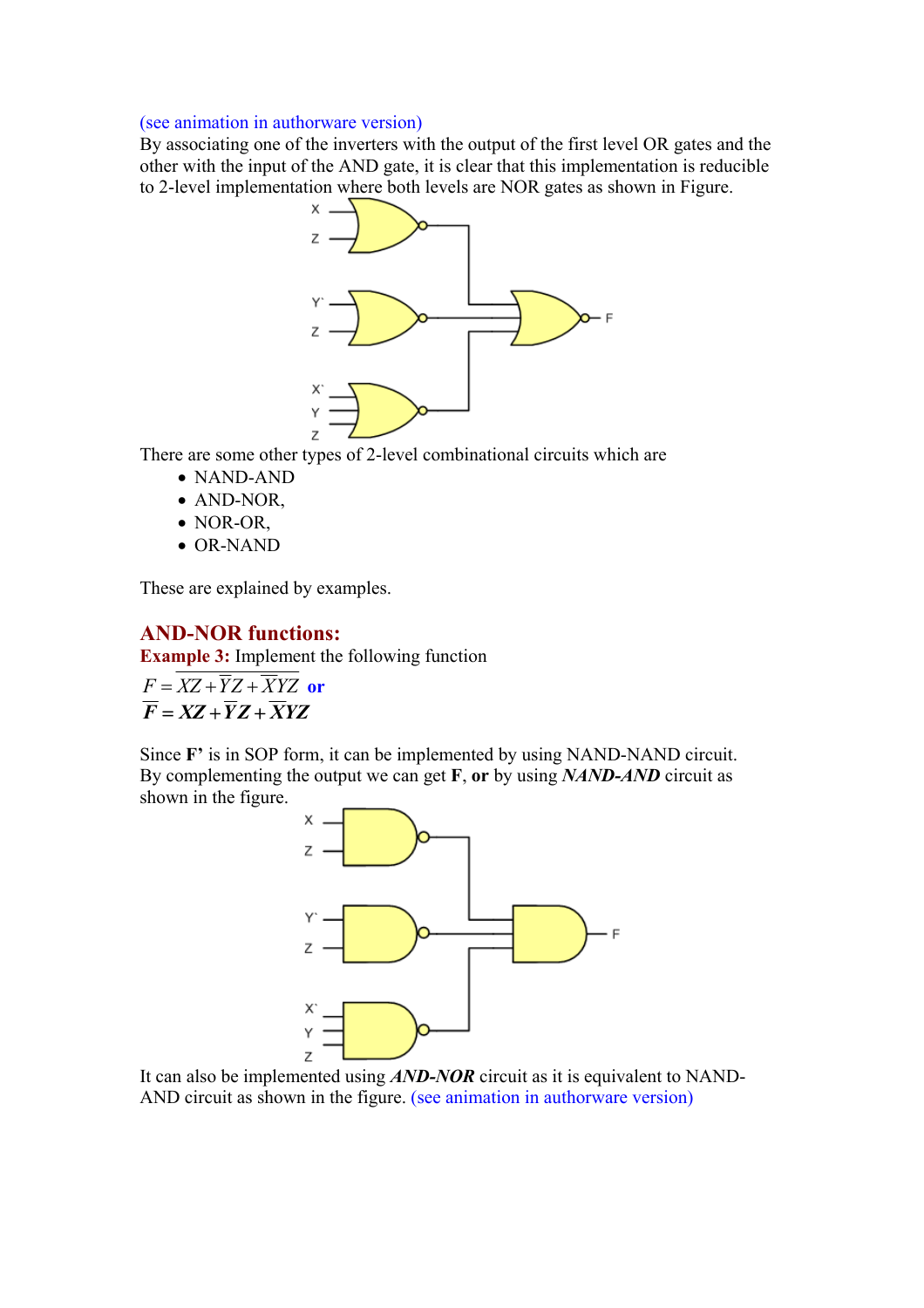(see animation in authorware version)
By associating one of the inverters with the output of the first level OR gates and the other with the input of the AND gate, it is clear that this implementation is reducible to 2-level implementation where both levels are NOR gates as shown in Figure.

There are some other types of 2-level combinational circuits which are

- NAND-AND
- AND-NOR,
- NOR-OR,
- OR-NAND

These are explained by examples.

## AND-NOR functions:

**Example 3:** Implement the following function

$F = \overline{XZ + \overline{Y}Z + \overline{X}YZ}$ **or**

$\boldsymbol{\overline{F} = XZ + \overline{Y}Z + \overline{X}YZ}$

Since **F'** is in SOP form, it can be implemented by using NAND-NAND circuit. By complementing the output we can get **F**, **or** by using ***NAND-AND*** circuit as shown in the figure.

It can also be implemented using ***AND-NOR*** circuit as it is equivalent to NAND-AND circuit as shown in the figure. (see animation in authorware version)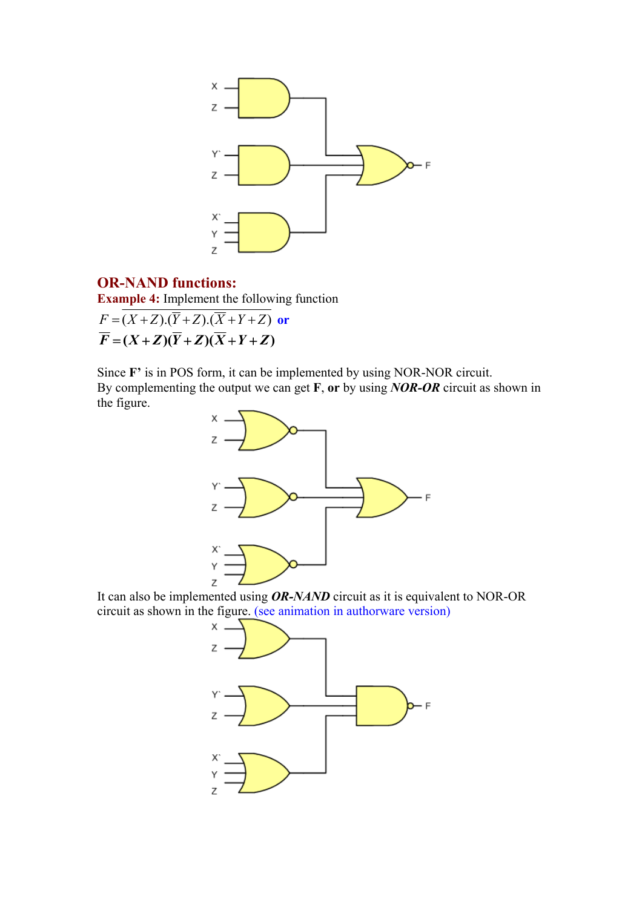## OR-NAND functions:

**Example 4:** Implement the following function

$F = \overline{(X+Z).(\overline{Y}+Z).(\overline{X}+Y+Z)}$ **or**

$\overline{F} = (X+Z)(\overline{Y}+Z)(\overline{X}+Y+Z)$

Since **F'** is in POS form, it can be implemented by using NOR-NOR circuit.
By complementing the output we can get **F**, **or** by using ***NOR-OR*** circuit as shown in the figure.

It can also be implemented using ***OR-NAND*** circuit as it is equivalent to NOR-OR circuit as shown in the figure. (see animation in authorware version)